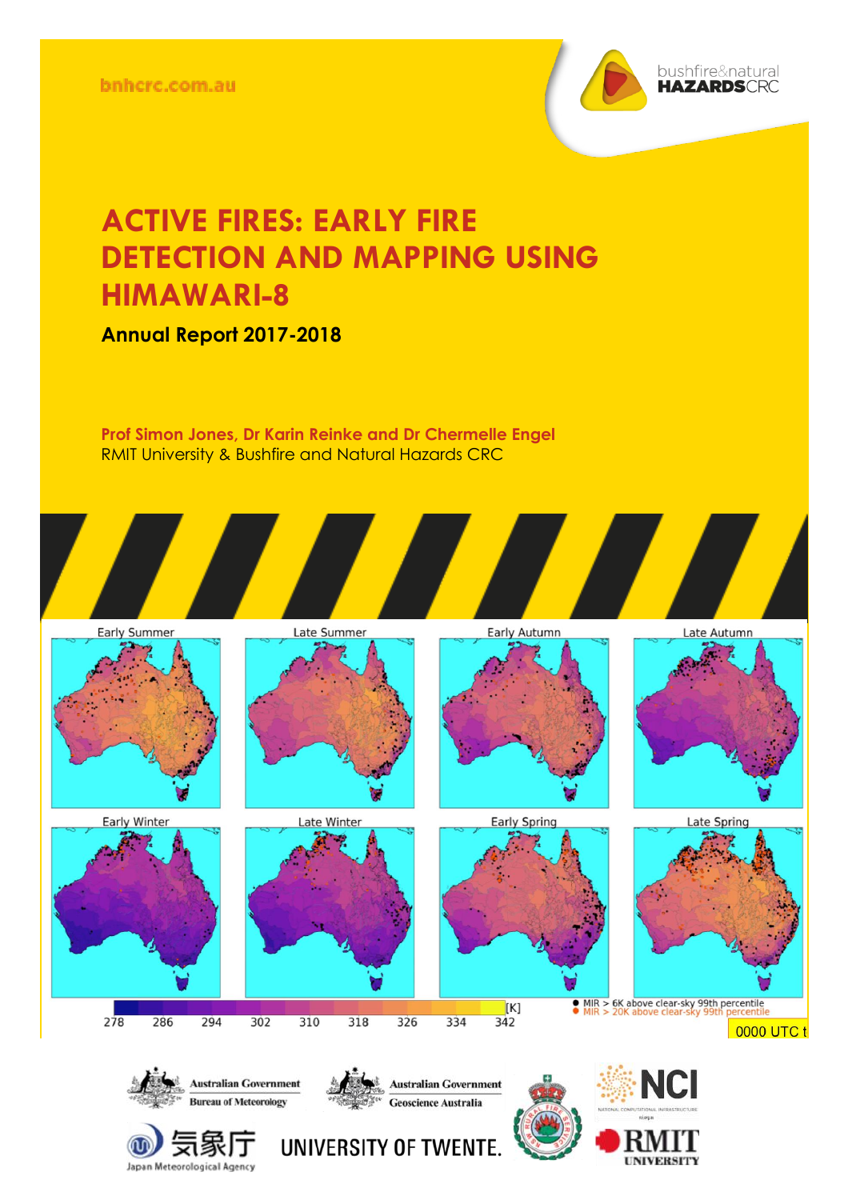bnhcrc.com.au

# ACTIVE FIRES: EARLY FIRE DETECTION AND MAPPING USING HIMAWARI-8

## Annual Report 2017-2018

**Prof Simon Jones, Dr Karin Reinke and Dr Chermelle Engel**
RMIT University & Bushfire and Natural Hazards CRC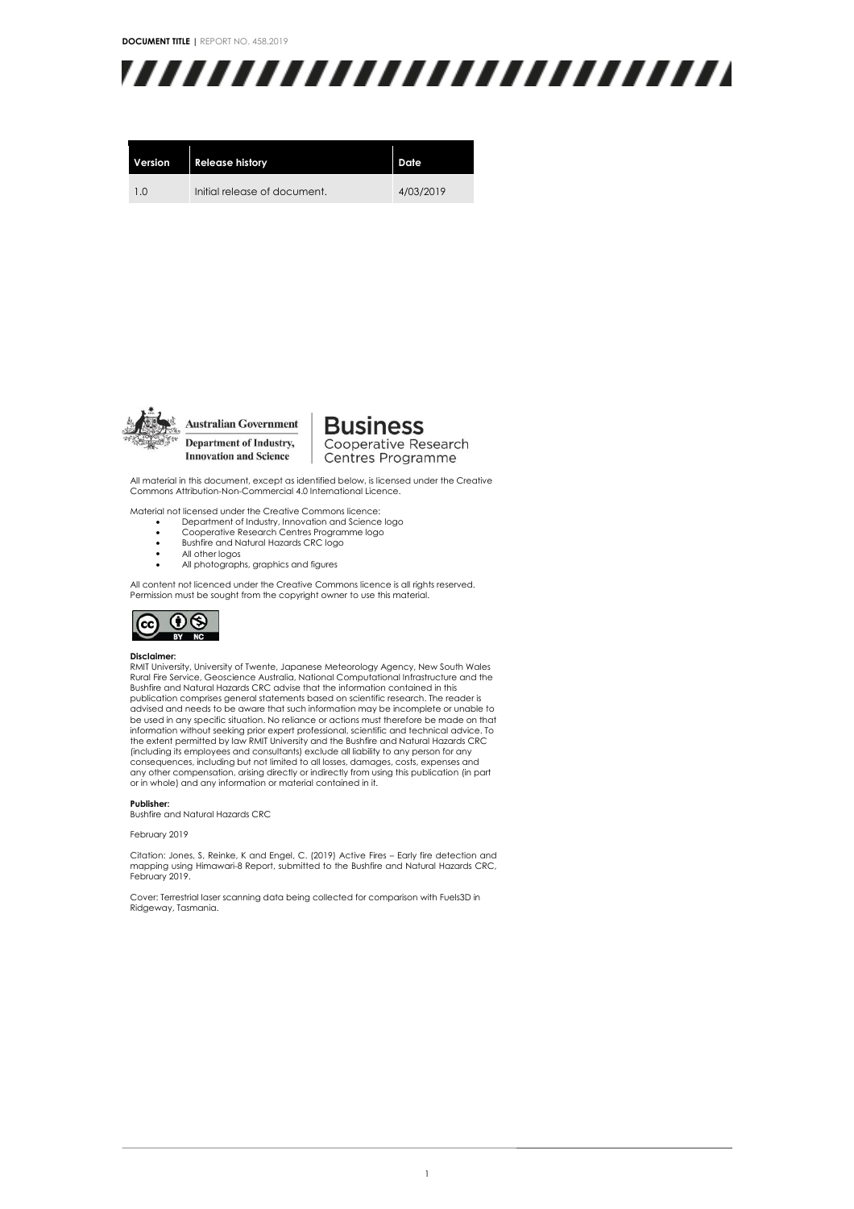| Version | Release history | Date |
|---|---|---|
| 1.0 | Initial release of document. | 4/03/2019 |

Australian Government
Department of Industry, Innovation and Science

Business Cooperative Research Centres Programme

All material in this document, except as identified below, is licensed under the Creative Commons Attribution-Non-Commercial 4.0 International Licence.

Material not licensed under the Creative Commons licence:

- Department of Industry, Innovation and Science logo
- Cooperative Research Centres Programme logo
- Bushfire and Natural Hazards CRC logo
- All other logos
- All photographs, graphics and figures

All content not licenced under the Creative Commons licence is all rights reserved. Permission must be sought from the copyright owner to use this material.

**Disclaimer:**
RMIT University, University of Twente, Japanese Meteorology Agency, New South Wales Rural Fire Service, Geoscience Australia, National Computational Infrastructure and the Bushfire and Natural Hazards CRC advise that the information contained in this publication comprises general statements based on scientific research. The reader is advised and needs to be aware that such information may be incomplete or unable to be used in any specific situation. No reliance or actions must therefore be made on that information without seeking prior expert professional, scientific and technical advice. To the extent permitted by law RMIT University and the Bushfire and Natural Hazards CRC (including its employees and consultants) exclude all liability to any person for any consequences, including but not limited to all losses, damages, costs, expenses and any other compensation, arising directly or indirectly from using this publication (in part or in whole) and any information or material contained in it.

**Publisher:**
Bushfire and Natural Hazards CRC

February 2019

Citation: Jones, S, Reinke, K and Engel, C. (2019) Active Fires – Early fire detection and mapping using Himawari-8 Report, submitted to the Bushfire and Natural Hazards CRC, February 2019.

Cover: Terrestrial laser scanning data being collected for comparison with Fuels3D in Ridgeway, Tasmania.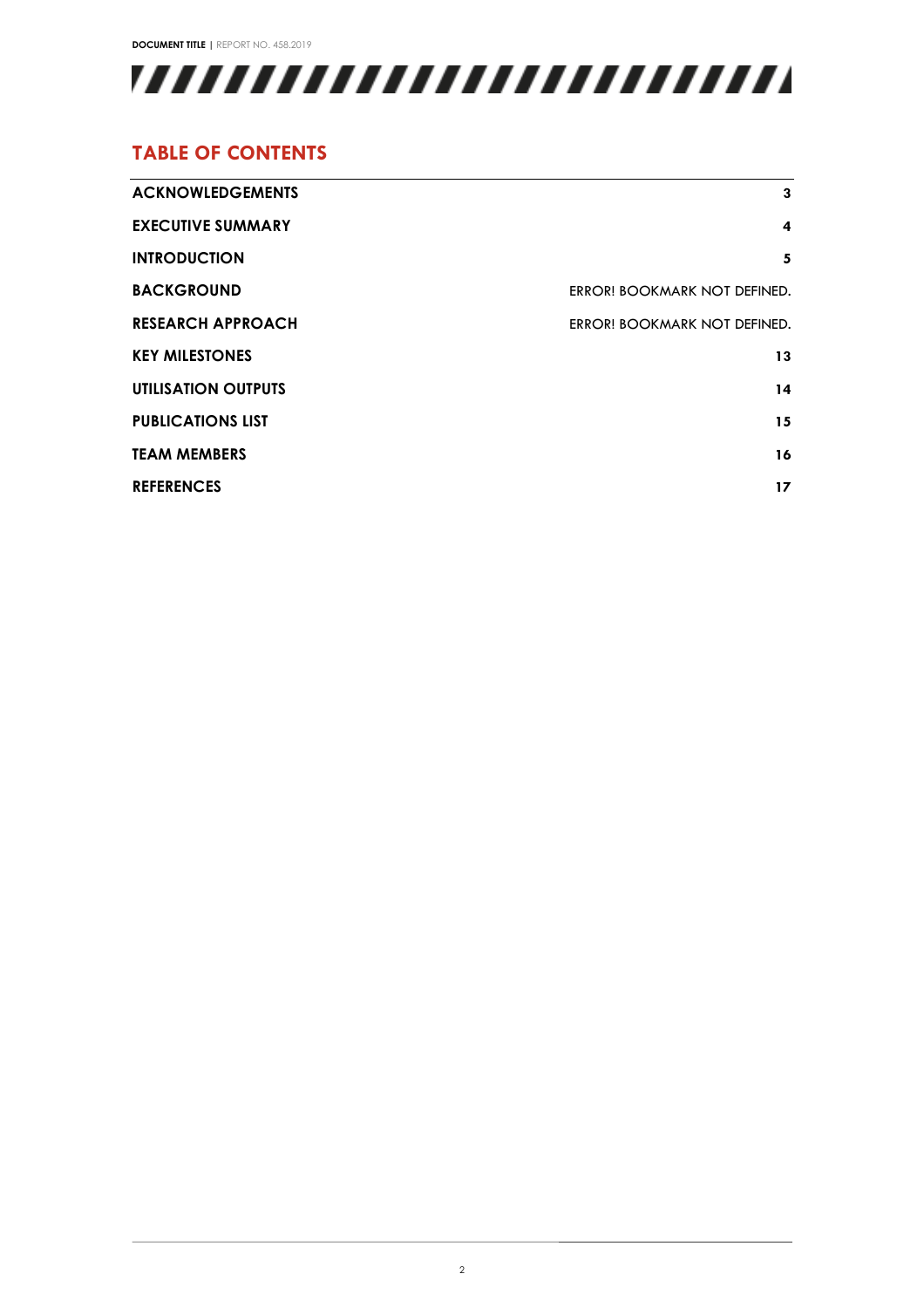## TABLE OF CONTENTS

| | |
|---|---|
| **ACKNOWLEDGEMENTS** | **3** |
| **EXECUTIVE SUMMARY** | **4** |
| **INTRODUCTION** | **5** |
| **BACKGROUND** | ERROR! BOOKMARK NOT DEFINED. |
| **RESEARCH APPROACH** | ERROR! BOOKMARK NOT DEFINED. |
| **KEY MILESTONES** | **13** |
| **UTILISATION OUTPUTS** | **14** |
| **PUBLICATIONS LIST** | **15** |
| **TEAM MEMBERS** | **16** |
| **REFERENCES** | **17** |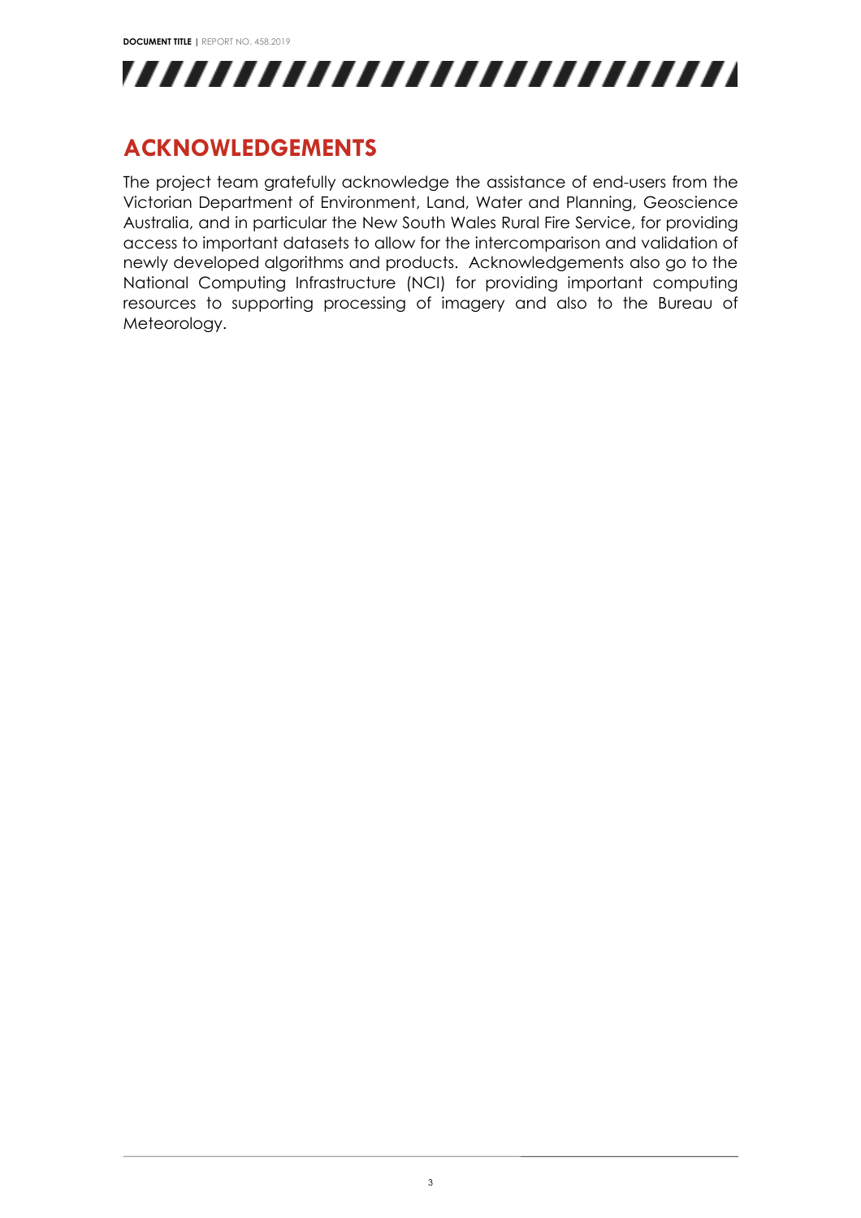# ACKNOWLEDGEMENTS

The project team gratefully acknowledge the assistance of end-users from the Victorian Department of Environment, Land, Water and Planning, Geoscience Australia, and in particular the New South Wales Rural Fire Service, for providing access to important datasets to allow for the intercomparison and validation of newly developed algorithms and products. Acknowledgements also go to the National Computing Infrastructure (NCI) for providing important computing resources to supporting processing of imagery and also to the Bureau of Meteorology.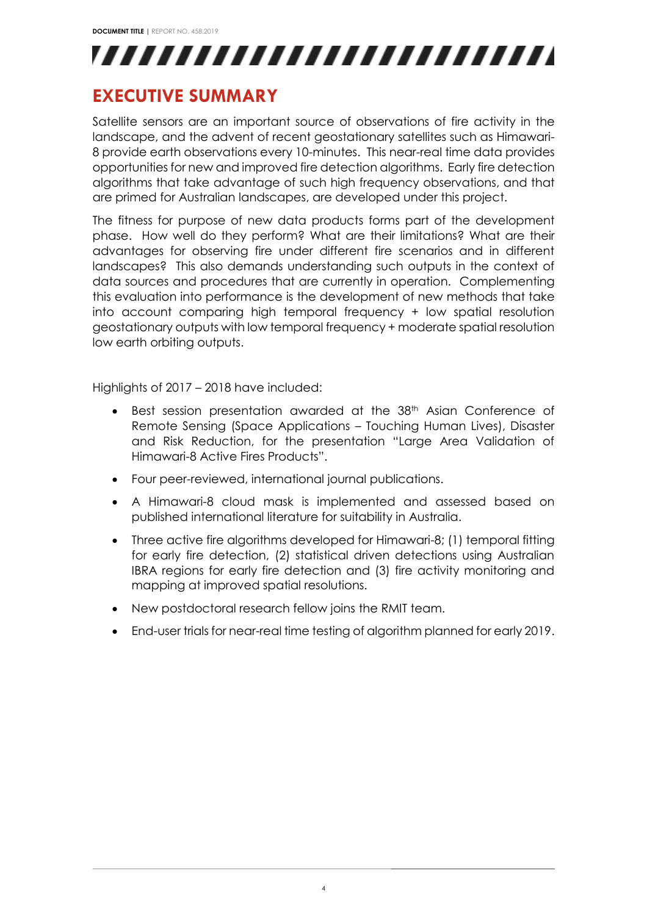# EXECUTIVE SUMMARY

Satellite sensors are an important source of observations of fire activity in the landscape, and the advent of recent geostationary satellites such as Himawari-8 provide earth observations every 10-minutes. This near-real time data provides opportunities for new and improved fire detection algorithms. Early fire detection algorithms that take advantage of such high frequency observations, and that are primed for Australian landscapes, are developed under this project.

The fitness for purpose of new data products forms part of the development phase. How well do they perform? What are their limitations? What are their advantages for observing fire under different fire scenarios and in different landscapes? This also demands understanding such outputs in the context of data sources and procedures that are currently in operation. Complementing this evaluation into performance is the development of new methods that take into account comparing high temporal frequency + low spatial resolution geostationary outputs with low temporal frequency + moderate spatial resolution low earth orbiting outputs.

Highlights of 2017 – 2018 have included:

- Best session presentation awarded at the 38th Asian Conference of Remote Sensing (Space Applications – Touching Human Lives), Disaster and Risk Reduction, for the presentation "Large Area Validation of Himawari-8 Active Fires Products".
- Four peer-reviewed, international journal publications.
- A Himawari-8 cloud mask is implemented and assessed based on published international literature for suitability in Australia.
- Three active fire algorithms developed for Himawari-8; (1) temporal fitting for early fire detection, (2) statistical driven detections using Australian IBRA regions for early fire detection and (3) fire activity monitoring and mapping at improved spatial resolutions.
- New postdoctoral research fellow joins the RMIT team.
- End-user trials for near-real time testing of algorithm planned for early 2019.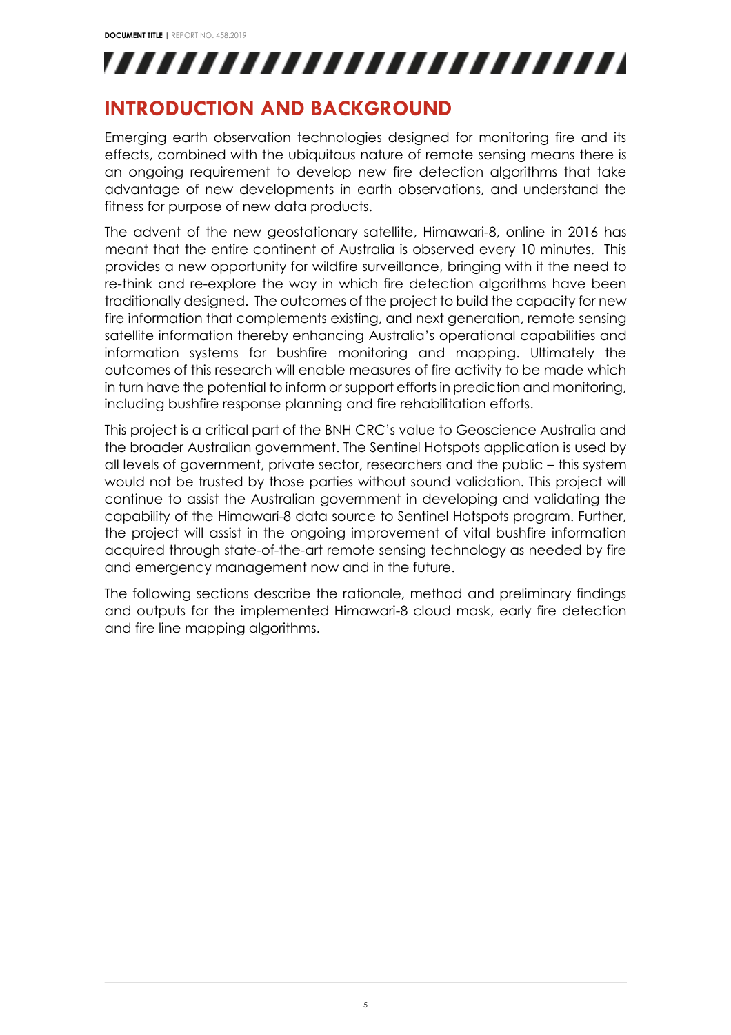# INTRODUCTION AND BACKGROUND

Emerging earth observation technologies designed for monitoring fire and its effects, combined with the ubiquitous nature of remote sensing means there is an ongoing requirement to develop new fire detection algorithms that take advantage of new developments in earth observations, and understand the fitness for purpose of new data products.

The advent of the new geostationary satellite, Himawari-8, online in 2016 has meant that the entire continent of Australia is observed every 10 minutes. This provides a new opportunity for wildfire surveillance, bringing with it the need to re-think and re-explore the way in which fire detection algorithms have been traditionally designed. The outcomes of the project to build the capacity for new fire information that complements existing, and next generation, remote sensing satellite information thereby enhancing Australia's operational capabilities and information systems for bushfire monitoring and mapping. Ultimately the outcomes of this research will enable measures of fire activity to be made which in turn have the potential to inform or support efforts in prediction and monitoring, including bushfire response planning and fire rehabilitation efforts.

This project is a critical part of the BNH CRC's value to Geoscience Australia and the broader Australian government. The Sentinel Hotspots application is used by all levels of government, private sector, researchers and the public – this system would not be trusted by those parties without sound validation. This project will continue to assist the Australian government in developing and validating the capability of the Himawari-8 data source to Sentinel Hotspots program. Further, the project will assist in the ongoing improvement of vital bushfire information acquired through state-of-the-art remote sensing technology as needed by fire and emergency management now and in the future.

The following sections describe the rationale, method and preliminary findings and outputs for the implemented Himawari-8 cloud mask, early fire detection and fire line mapping algorithms.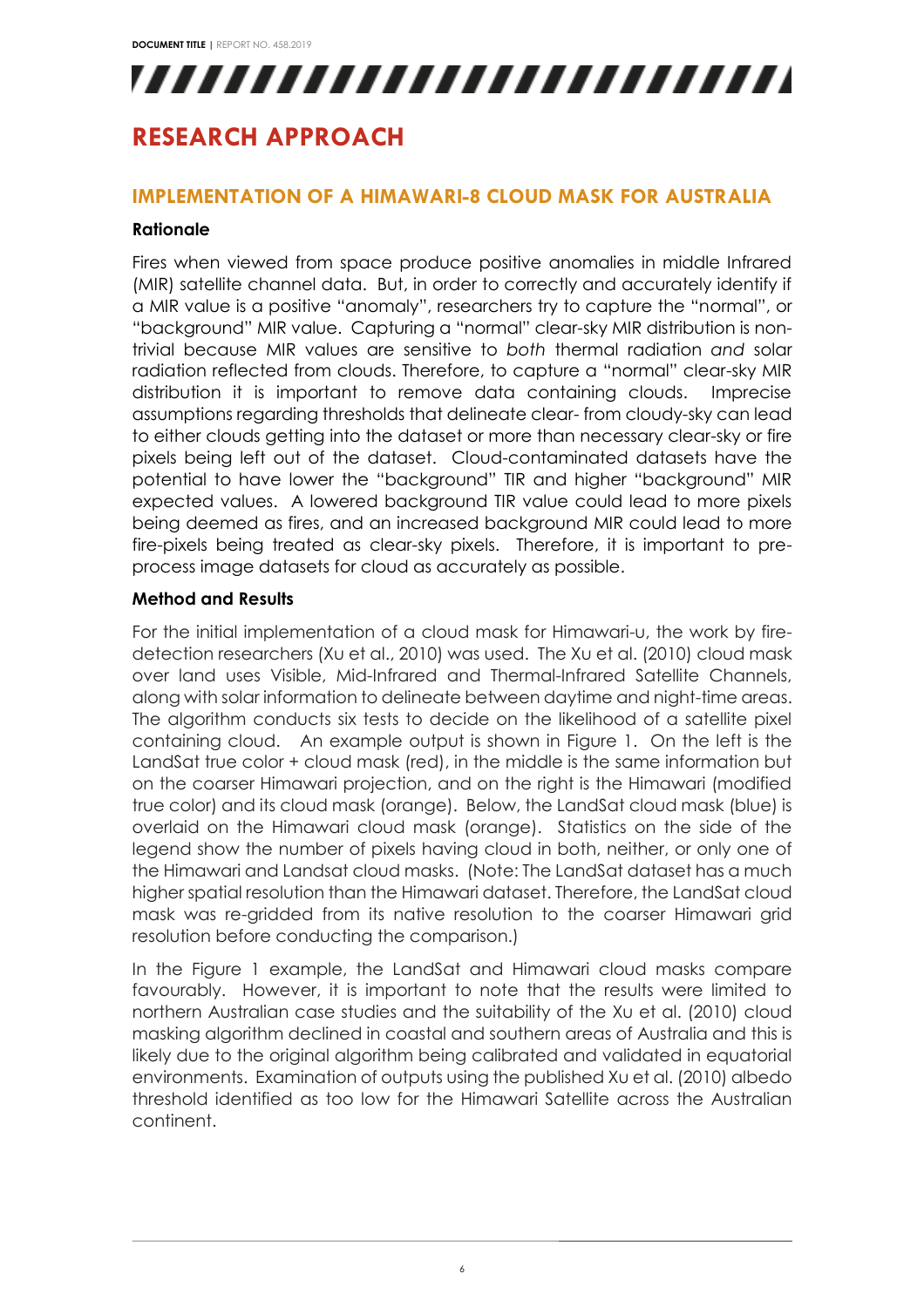# RESEARCH APPROACH

## IMPLEMENTATION OF A HIMAWARI-8 CLOUD MASK FOR AUSTRALIA

### Rationale

Fires when viewed from space produce positive anomalies in middle Infrared (MIR) satellite channel data. But, in order to correctly and accurately identify if a MIR value is a positive "anomaly", researchers try to capture the "normal", or "background" MIR value. Capturing a "normal" clear-sky MIR distribution is non-trivial because MIR values are sensitive to *both* thermal radiation *and* solar radiation reflected from clouds. Therefore, to capture a "normal" clear-sky MIR distribution it is important to remove data containing clouds. Imprecise assumptions regarding thresholds that delineate clear- from cloudy-sky can lead to either clouds getting into the dataset or more than necessary clear-sky or fire pixels being left out of the dataset. Cloud-contaminated datasets have the potential to have lower the "background" TIR and higher "background" MIR expected values. A lowered background TIR value could lead to more pixels being deemed as fires, and an increased background MIR could lead to more fire-pixels being treated as clear-sky pixels. Therefore, it is important to pre-process image datasets for cloud as accurately as possible.

### Method and Results

For the initial implementation of a cloud mask for Himawari-u, the work by fire-detection researchers (Xu et al., 2010) was used. The Xu et al. (2010) cloud mask over land uses Visible, Mid-Infrared and Thermal-Infrared Satellite Channels, along with solar information to delineate between daytime and night-time areas. The algorithm conducts six tests to decide on the likelihood of a satellite pixel containing cloud. An example output is shown in Figure 1. On the left is the LandSat true color + cloud mask (red), in the middle is the same information but on the coarser Himawari projection, and on the right is the Himawari (modified true color) and its cloud mask (orange). Below, the LandSat cloud mask (blue) is overlaid on the Himawari cloud mask (orange). Statistics on the side of the legend show the number of pixels having cloud in both, neither, or only one of the Himawari and Landsat cloud masks. (Note: The LandSat dataset has a much higher spatial resolution than the Himawari dataset. Therefore, the LandSat cloud mask was re-gridded from its native resolution to the coarser Himawari grid resolution before conducting the comparison.)

In the Figure 1 example, the LandSat and Himawari cloud masks compare favourably. However, it is important to note that the results were limited to northern Australian case studies and the suitability of the Xu et al. (2010) cloud masking algorithm declined in coastal and southern areas of Australia and this is likely due to the original algorithm being calibrated and validated in equatorial environments. Examination of outputs using the published Xu et al. (2010) albedo threshold identified as too low for the Himawari Satellite across the Australian continent.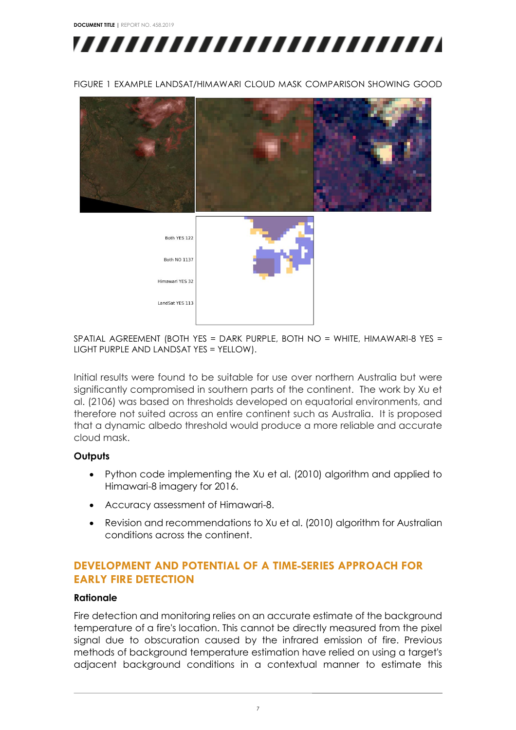FIGURE 1 EXAMPLE LANDSAT/HIMAWARI CLOUD MASK COMPARISON SHOWING GOOD

Both YES 122

Both NO 1137

Himawari YES 32

LandSat YES 113

SPATIAL AGREEMENT (BOTH YES = DARK PURPLE, BOTH NO = WHITE, HIMAWARI-8 YES = LIGHT PURPLE AND LANDSAT YES = YELLOW).

Initial results were found to be suitable for use over northern Australia but were significantly compromised in southern parts of the continent. The work by Xu et al. (2106) was based on thresholds developed on equatorial environments, and therefore not suited across an entire continent such as Australia. It is proposed that a dynamic albedo threshold would produce a more reliable and accurate cloud mask.

### Outputs

- Python code implementing the Xu et al. (2010) algorithm and applied to Himawari-8 imagery for 2016.
- Accuracy assessment of Himawari-8.
- Revision and recommendations to Xu et al. (2010) algorithm for Australian conditions across the continent.

## DEVELOPMENT AND POTENTIAL OF A TIME-SERIES APPROACH FOR EARLY FIRE DETECTION

### Rationale

Fire detection and monitoring relies on an accurate estimate of the background temperature of a fire's location. This cannot be directly measured from the pixel signal due to obscuration caused by the infrared emission of fire. Previous methods of background temperature estimation have relied on using a target's adjacent background conditions in a contextual manner to estimate this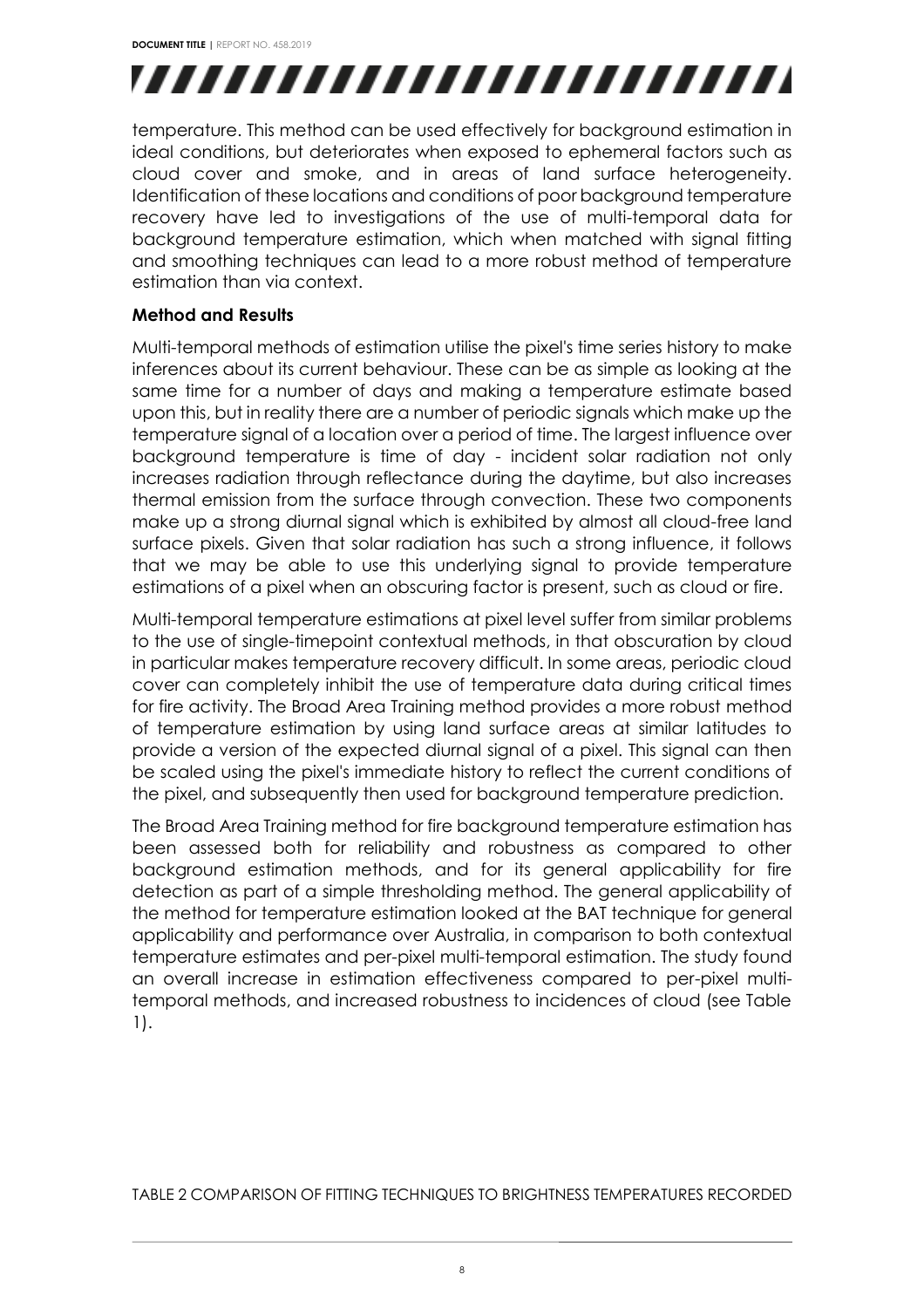temperature. This method can be used effectively for background estimation in ideal conditions, but deteriorates when exposed to ephemeral factors such as cloud cover and smoke, and in areas of land surface heterogeneity. Identification of these locations and conditions of poor background temperature recovery have led to investigations of the use of multi-temporal data for background temperature estimation, which when matched with signal fitting and smoothing techniques can lead to a more robust method of temperature estimation than via context.

**Method and Results**

Multi-temporal methods of estimation utilise the pixel's time series history to make inferences about its current behaviour. These can be as simple as looking at the same time for a number of days and making a temperature estimate based upon this, but in reality there are a number of periodic signals which make up the temperature signal of a location over a period of time. The largest influence over background temperature is time of day - incident solar radiation not only increases radiation through reflectance during the daytime, but also increases thermal emission from the surface through convection. These two components make up a strong diurnal signal which is exhibited by almost all cloud-free land surface pixels. Given that solar radiation has such a strong influence, it follows that we may be able to use this underlying signal to provide temperature estimations of a pixel when an obscuring factor is present, such as cloud or fire.

Multi-temporal temperature estimations at pixel level suffer from similar problems to the use of single-timepoint contextual methods, in that obscuration by cloud in particular makes temperature recovery difficult. In some areas, periodic cloud cover can completely inhibit the use of temperature data during critical times for fire activity. The Broad Area Training method provides a more robust method of temperature estimation by using land surface areas at similar latitudes to provide a version of the expected diurnal signal of a pixel. This signal can then be scaled using the pixel's immediate history to reflect the current conditions of the pixel, and subsequently then used for background temperature prediction.

The Broad Area Training method for fire background temperature estimation has been assessed both for reliability and robustness as compared to other background estimation methods, and for its general applicability for fire detection as part of a simple thresholding method. The general applicability of the method for temperature estimation looked at the BAT technique for general applicability and performance over Australia, in comparison to both contextual temperature estimates and per-pixel multi-temporal estimation. The study found an overall increase in estimation effectiveness compared to per-pixel multi-temporal methods, and increased robustness to incidences of cloud (see Table 1).

TABLE 2 COMPARISON OF FITTING TECHNIQUES TO BRIGHTNESS TEMPERATURES RECORDED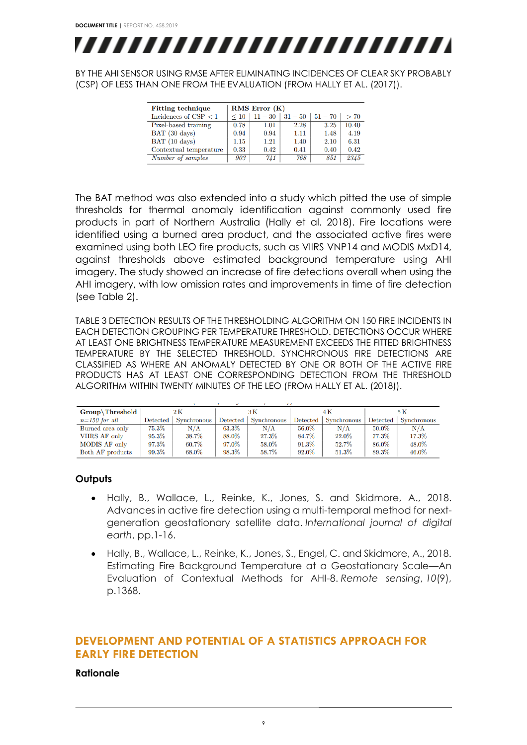BY THE AHI SENSOR USING RMSE AFTER ELIMINATING INCIDENCES OF CLEAR SKY PROBABLY (CSP) OF LESS THAN ONE FROM THE EVALUATION (FROM HALLY ET AL. (2017)).

| **Fitting technique** | **RMS Error (K)** | | | | |
|---|---|---|---|---|---|
| Incidences of CSP $< 1$ | $\leq 10$ | $11-30$ | $31-50$ | $51-70$ | $> 70$ |
| Pixel-based training | 0.78 | 1.01 | 2.28 | 3.25 | 10.40 |
| BAT (30 days) | 0.94 | 0.94 | 1.11 | 1.48 | 4.19 |
| BAT (10 days) | 1.15 | 1.21 | 1.40 | 2.10 | 6.31 |
| Contextual temperature | 0.33 | 0.42 | 0.41 | 0.40 | 0.42 |
| *Number of samples* | *903* | *741* | *768* | *851* | *2345* |

The BAT method was also extended into a study which pitted the use of simple thresholds for thermal anomaly identification against commonly used fire products in part of Northern Australia (Hally et al. 2018). Fire locations were identified using a burned area product, and the associated active fires were examined using both LEO fire products, such as VIIRS VNP14 and MODIS MxD14, against thresholds above estimated background temperature using AHI imagery. The study showed an increase of fire detections overall when using the AHI imagery, with low omission rates and improvements in time of fire detection (see Table 2).

TABLE 3 DETECTION RESULTS OF THE THRESHOLDING ALGORITHM ON 150 FIRE INCIDENTS IN EACH DETECTION GROUPING PER TEMPERATURE THRESHOLD. DETECTIONS OCCUR WHERE AT LEAST ONE BRIGHTNESS TEMPERATURE MEASUREMENT EXCEEDS THE FITTED BRIGHTNESS TEMPERATURE BY THE SELECTED THRESHOLD. SYNCHRONOUS FIRE DETECTIONS ARE CLASSIFIED AS WHERE AN ANOMALY DETECTED BY ONE OR BOTH OF THE ACTIVE FIRE PRODUCTS HAS AT LEAST ONE CORRESPONDING DETECTION FROM THE THRESHOLD ALGORITHM WITHIN TWENTY MINUTES OF THE LEO (FROM HALLY ET AL. (2018)).

| **Group\Threshold** | 2 K | | 3 K | | 4 K | | 5 K | |
|---|---|---|---|---|---|---|---|---|
| *n=150 for all* | Detected | Synchronous | Detected | Synchronous | Detected | Synchronous | Detected | Synchronous |
| Burned area only | 75.3% | N/A | 63.3% | N/A | 56.0% | N/A | 50.0% | N/A |
| VIIRS AF only | 95.3% | 38.7% | 88.0% | 27.3% | 84.7% | 22.0% | 77.3% | 17.3% |
| MODIS AF only | 97.3% | 60.7% | 97.0% | 58.0% | 91.3% | 52.7% | 86.0% | 48.0% |
| Both AF products | 99.3% | 68.0% | 98.3% | 58.7% | 92.0% | 51.3% | 89.3% | 46.0% |

### Outputs

- Hally, B., Wallace, L., Reinke, K., Jones, S. and Skidmore, A., 2018. Advances in active fire detection using a multi-temporal method for next-generation geostationary satellite data. *International journal of digital earth*, pp.1-16.
- Hally, B., Wallace, L., Reinke, K., Jones, S., Engel, C. and Skidmore, A., 2018. Estimating Fire Background Temperature at a Geostationary Scale—An Evaluation of Contextual Methods for AHI-8. *Remote sensing*, *10*(9), p.1368.

## DEVELOPMENT AND POTENTIAL OF A STATISTICS APPROACH FOR EARLY FIRE DETECTION

### Rationale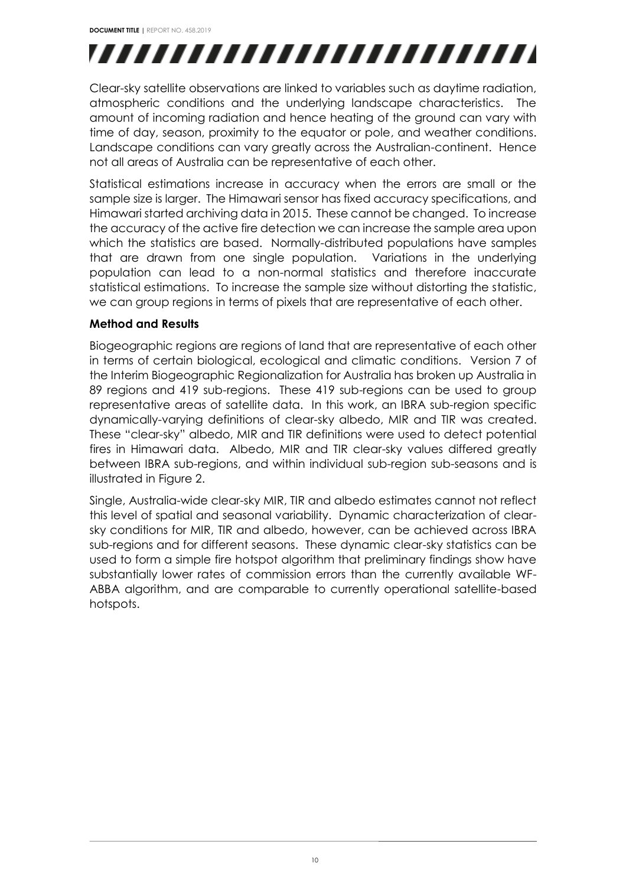Clear-sky satellite observations are linked to variables such as daytime radiation, atmospheric conditions and the underlying landscape characteristics. The amount of incoming radiation and hence heating of the ground can vary with time of day, season, proximity to the equator or pole, and weather conditions. Landscape conditions can vary greatly across the Australian-continent. Hence not all areas of Australia can be representative of each other.

Statistical estimations increase in accuracy when the errors are small or the sample size is larger. The Himawari sensor has fixed accuracy specifications, and Himawari started archiving data in 2015. These cannot be changed. To increase the accuracy of the active fire detection we can increase the sample area upon which the statistics are based. Normally-distributed populations have samples that are drawn from one single population. Variations in the underlying population can lead to a non-normal statistics and therefore inaccurate statistical estimations. To increase the sample size without distorting the statistic, we can group regions in terms of pixels that are representative of each other.

**Method and Results**

Biogeographic regions are regions of land that are representative of each other in terms of certain biological, ecological and climatic conditions. Version 7 of the Interim Biogeographic Regionalization for Australia has broken up Australia in 89 regions and 419 sub-regions. These 419 sub-regions can be used to group representative areas of satellite data. In this work, an IBRA sub-region specific dynamically-varying definitions of clear-sky albedo, MIR and TIR was created. These "clear-sky" albedo, MIR and TIR definitions were used to detect potential fires in Himawari data. Albedo, MIR and TIR clear-sky values differed greatly between IBRA sub-regions, and within individual sub-region sub-seasons and is illustrated in Figure 2.

Single, Australia-wide clear-sky MIR, TIR and albedo estimates cannot not reflect this level of spatial and seasonal variability. Dynamic characterization of clear-sky conditions for MIR, TIR and albedo, however, can be achieved across IBRA sub-regions and for different seasons. These dynamic clear-sky statistics can be used to form a simple fire hotspot algorithm that preliminary findings show have substantially lower rates of commission errors than the currently available WF-ABBA algorithm, and are comparable to currently operational satellite-based hotspots.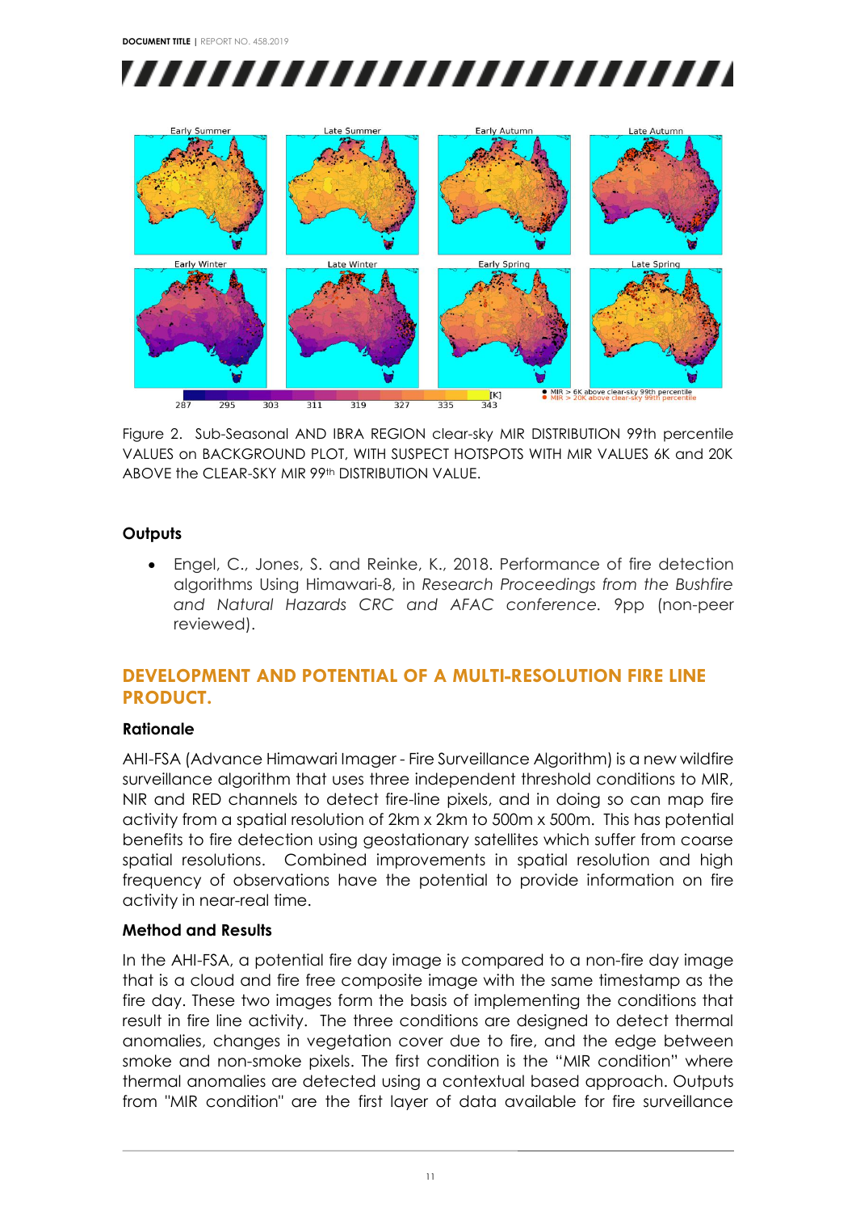Figure 2. Sub-Seasonal AND IBRA REGION clear-sky MIR DISTRIBUTION 99th percentile VALUES on BACKGROUND PLOT, WITH SUSPECT HOTSPOTS WITH MIR VALUES 6K and 20K ABOVE the CLEAR-SKY MIR 99th DISTRIBUTION VALUE.

### Outputs

- Engel, C., Jones, S. and Reinke, K., 2018. Performance of fire detection algorithms Using Himawari-8, in *Research Proceedings from the Bushfire and Natural Hazards CRC and AFAC conference*. 9pp (non-peer reviewed).

## DEVELOPMENT AND POTENTIAL OF A MULTI-RESOLUTION FIRE LINE PRODUCT.

### Rationale

AHI-FSA (Advance Himawari Imager - Fire Surveillance Algorithm) is a new wildfire surveillance algorithm that uses three independent threshold conditions to MIR, NIR and RED channels to detect fire-line pixels, and in doing so can map fire activity from a spatial resolution of 2km x 2km to 500m x 500m. This has potential benefits to fire detection using geostationary satellites which suffer from coarse spatial resolutions. Combined improvements in spatial resolution and high frequency of observations have the potential to provide information on fire activity in near-real time.

### Method and Results

In the AHI-FSA, a potential fire day image is compared to a non-fire day image that is a cloud and fire free composite image with the same timestamp as the fire day. These two images form the basis of implementing the conditions that result in fire line activity. The three conditions are designed to detect thermal anomalies, changes in vegetation cover due to fire, and the edge between smoke and non-smoke pixels. The first condition is the "MIR condition" where thermal anomalies are detected using a contextual based approach. Outputs from "MIR condition" are the first layer of data available for fire surveillance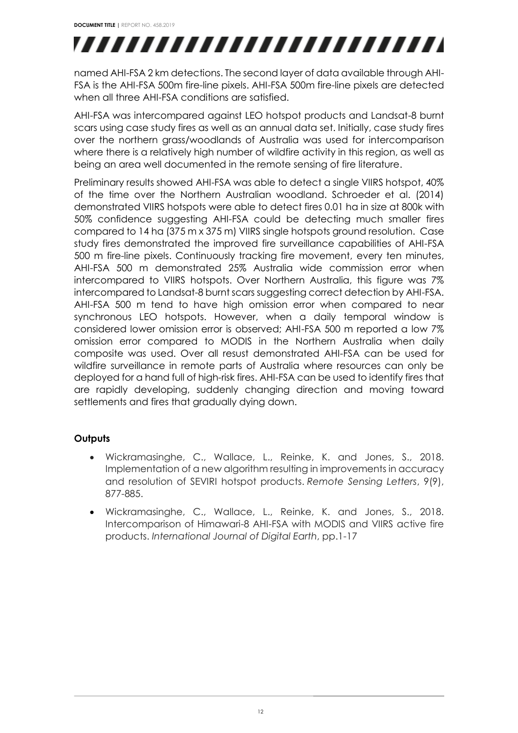named AHI-FSA 2 km detections. The second layer of data available through AHI-FSA is the AHI-FSA 500m fire-line pixels. AHI-FSA 500m fire-line pixels are detected when all three AHI-FSA conditions are satisfied.

AHI-FSA was intercompared against LEO hotspot products and Landsat-8 burnt scars using case study fires as well as an annual data set. Initially, case study fires over the northern grass/woodlands of Australia was used for intercomparison where there is a relatively high number of wildfire activity in this region, as well as being an area well documented in the remote sensing of fire literature.

Preliminary results showed AHI-FSA was able to detect a single VIIRS hotspot, 40% of the time over the Northern Australian woodland. Schroeder et al. (2014) demonstrated VIIRS hotspots were able to detect fires 0.01 ha in size at 800k with 50% confidence suggesting AHI-FSA could be detecting much smaller fires compared to 14 ha (375 m x 375 m) VIIRS single hotspots ground resolution. Case study fires demonstrated the improved fire surveillance capabilities of AHI-FSA 500 m fire-line pixels. Continuously tracking fire movement, every ten minutes, AHI-FSA 500 m demonstrated 25% Australia wide commission error when intercompared to VIIRS hotspots. Over Northern Australia, this figure was 7% intercompared to Landsat-8 burnt scars suggesting correct detection by AHI-FSA. AHI-FSA 500 m tend to have high omission error when compared to near synchronous LEO hotspots. However, when a daily temporal window is considered lower omission error is observed; AHI-FSA 500 m reported a low 7% omission error compared to MODIS in the Northern Australia when daily composite was used. Over all resust demonstrated AHI-FSA can be used for wildfire surveillance in remote parts of Australia where resources can only be deployed for a hand full of high-risk fires. AHI-FSA can be used to identify fires that are rapidly developing, suddenly changing direction and moving toward settlements and fires that gradually dying down.

### Outputs

- Wickramasinghe, C., Wallace, L., Reinke, K. and Jones, S., 2018. Implementation of a new algorithm resulting in improvements in accuracy and resolution of SEVIRI hotspot products. *Remote Sensing Letters*, 9(9), 877-885.
- Wickramasinghe, C., Wallace, L., Reinke, K. and Jones, S., 2018. Intercomparison of Himawari-8 AHI-FSA with MODIS and VIIRS active fire products. *International Journal of Digital Earth*, pp.1-17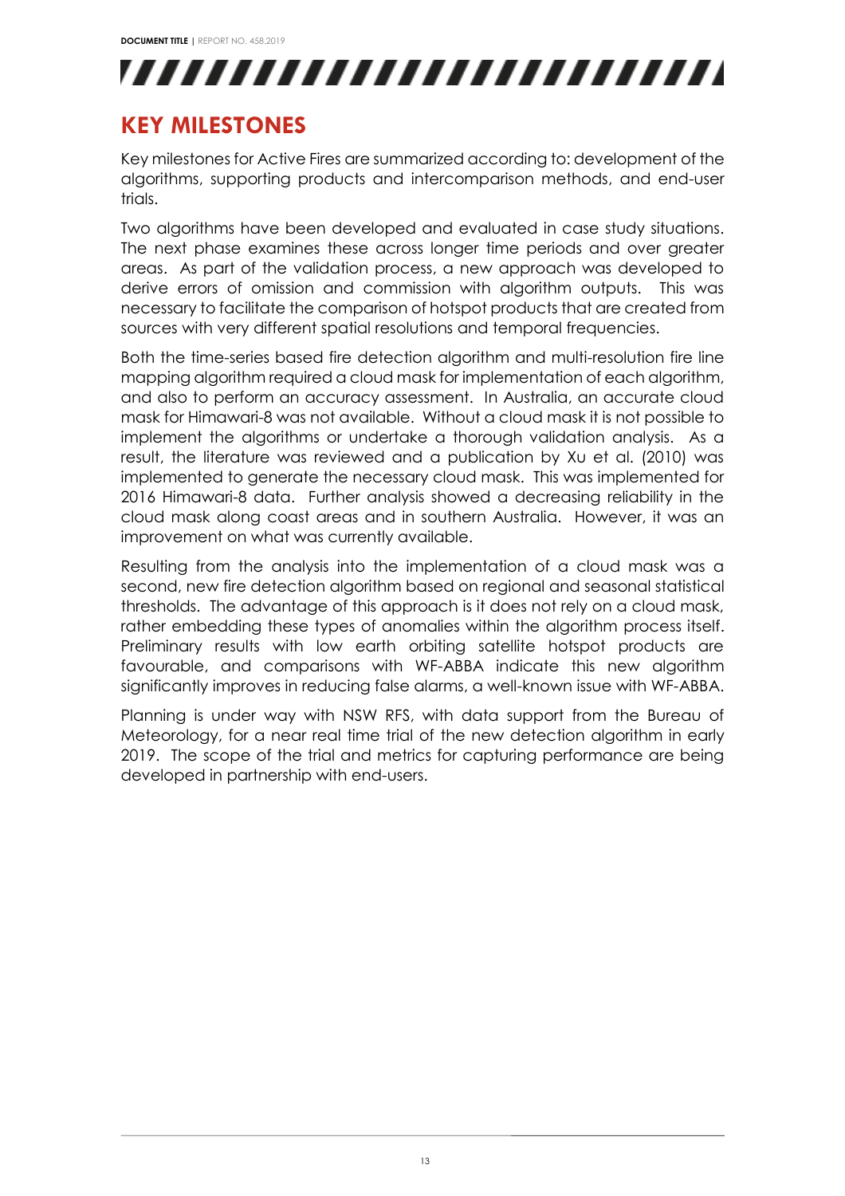## KEY MILESTONES

Key milestones for Active Fires are summarized according to: development of the algorithms, supporting products and intercomparison methods, and end-user trials.

Two algorithms have been developed and evaluated in case study situations. The next phase examines these across longer time periods and over greater areas. As part of the validation process, a new approach was developed to derive errors of omission and commission with algorithm outputs. This was necessary to facilitate the comparison of hotspot products that are created from sources with very different spatial resolutions and temporal frequencies.

Both the time-series based fire detection algorithm and multi-resolution fire line mapping algorithm required a cloud mask for implementation of each algorithm, and also to perform an accuracy assessment. In Australia, an accurate cloud mask for Himawari-8 was not available. Without a cloud mask it is not possible to implement the algorithms or undertake a thorough validation analysis. As a result, the literature was reviewed and a publication by Xu et al. (2010) was implemented to generate the necessary cloud mask. This was implemented for 2016 Himawari-8 data. Further analysis showed a decreasing reliability in the cloud mask along coast areas and in southern Australia. However, it was an improvement on what was currently available.

Resulting from the analysis into the implementation of a cloud mask was a second, new fire detection algorithm based on regional and seasonal statistical thresholds. The advantage of this approach is it does not rely on a cloud mask, rather embedding these types of anomalies within the algorithm process itself. Preliminary results with low earth orbiting satellite hotspot products are favourable, and comparisons with WF-ABBA indicate this new algorithm significantly improves in reducing false alarms, a well-known issue with WF-ABBA.

Planning is under way with NSW RFS, with data support from the Bureau of Meteorology, for a near real time trial of the new detection algorithm in early 2019. The scope of the trial and metrics for capturing performance are being developed in partnership with end-users.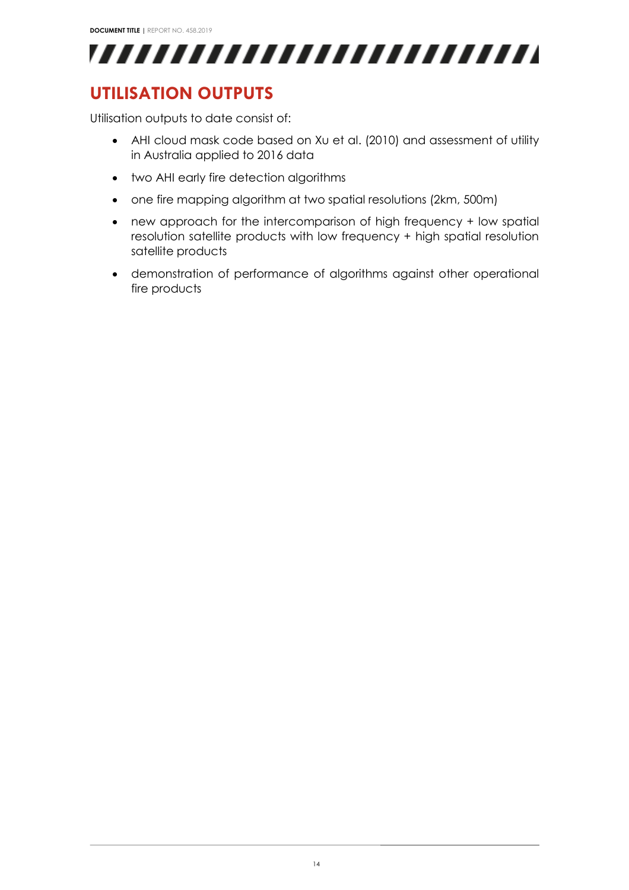# UTILISATION OUTPUTS

Utilisation outputs to date consist of:

- AHI cloud mask code based on Xu et al. (2010) and assessment of utility in Australia applied to 2016 data
- two AHI early fire detection algorithms
- one fire mapping algorithm at two spatial resolutions (2km, 500m)
- new approach for the intercomparison of high frequency + low spatial resolution satellite products with low frequency + high spatial resolution satellite products
- demonstration of performance of algorithms against other operational fire products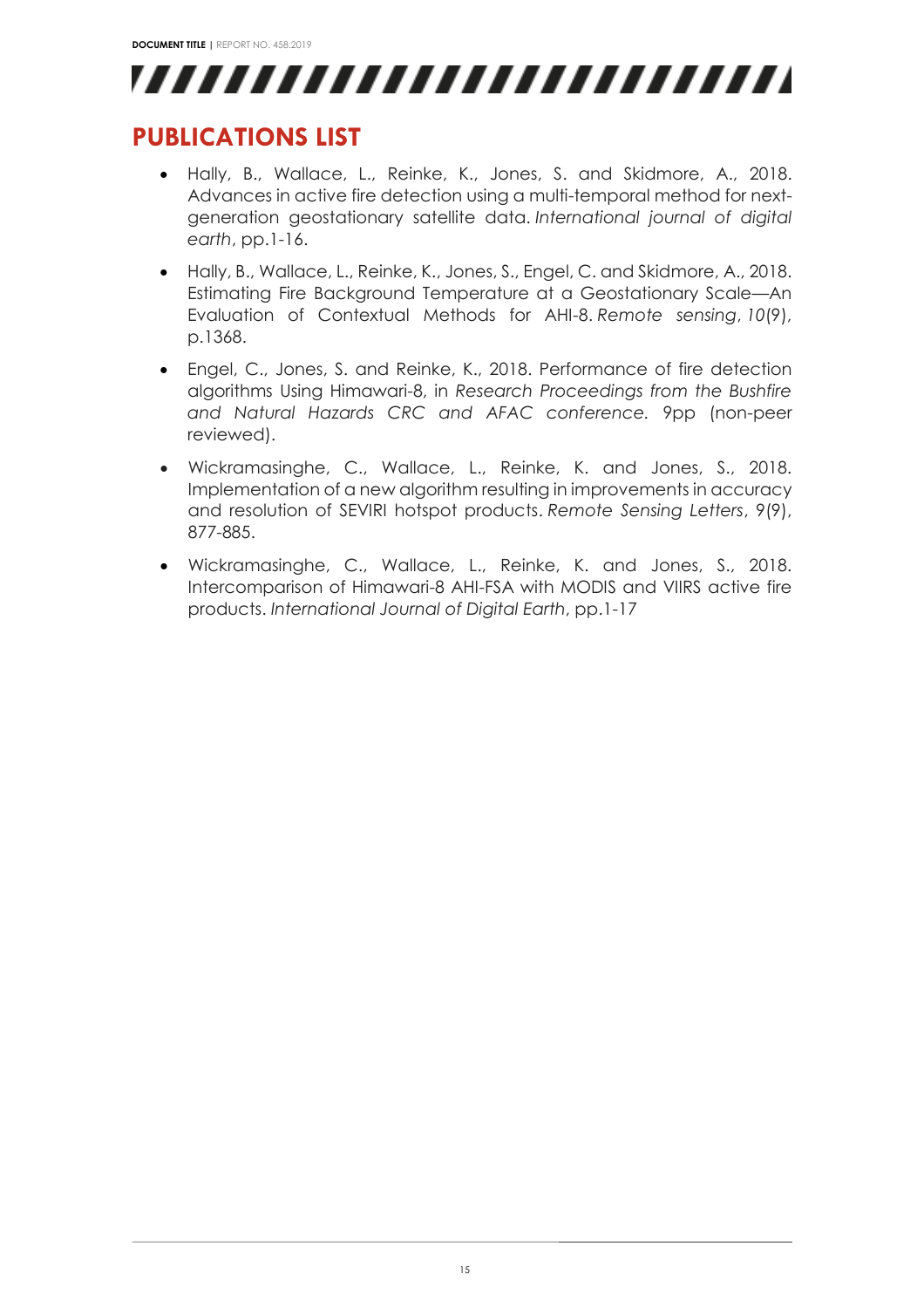## PUBLICATIONS LIST

- Hally, B., Wallace, L., Reinke, K., Jones, S. and Skidmore, A., 2018. Advances in active fire detection using a multi-temporal method for next-generation geostationary satellite data. *International journal of digital earth*, pp.1-16.
- Hally, B., Wallace, L., Reinke, K., Jones, S., Engel, C. and Skidmore, A., 2018. Estimating Fire Background Temperature at a Geostationary Scale—An Evaluation of Contextual Methods for AHI-8. *Remote sensing*, *10*(9), p.1368.
- Engel, C., Jones, S. and Reinke, K., 2018. Performance of fire detection algorithms Using Himawari-8, in *Research Proceedings from the Bushfire and Natural Hazards CRC and AFAC conference*. 9pp (non-peer reviewed).
- Wickramasinghe, C., Wallace, L., Reinke, K. and Jones, S., 2018. Implementation of a new algorithm resulting in improvements in accuracy and resolution of SEVIRI hotspot products. *Remote Sensing Letters*, 9(9), 877-885.
- Wickramasinghe, C., Wallace, L., Reinke, K. and Jones, S., 2018. Intercomparison of Himawari-8 AHI-FSA with MODIS and VIIRS active fire products. *International Journal of Digital Earth*, pp.1-17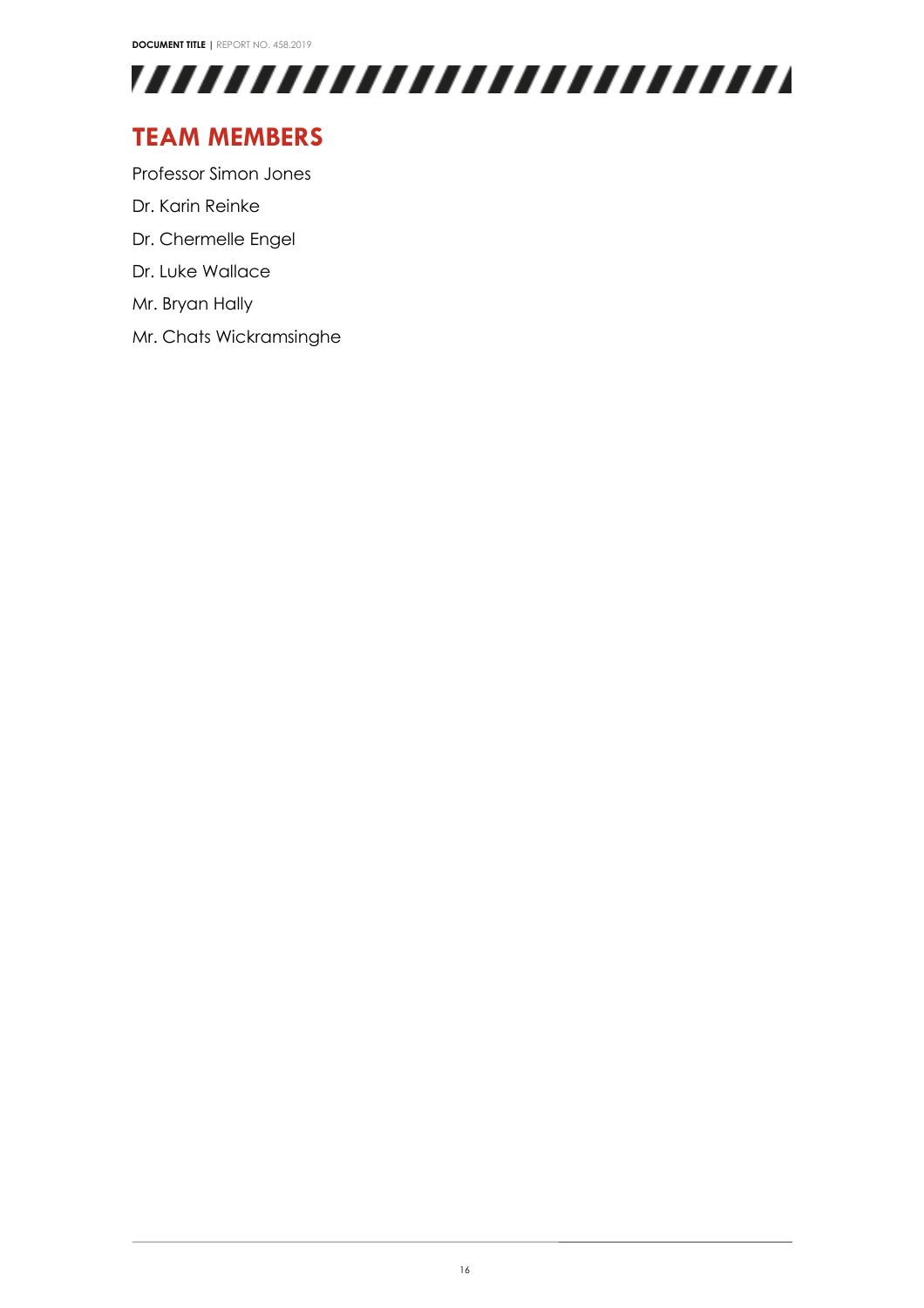## TEAM MEMBERS

Professor Simon Jones

Dr. Karin Reinke

Dr. Chermelle Engel

Dr. Luke Wallace

Mr. Bryan Hally

Mr. Chats Wickramsinghe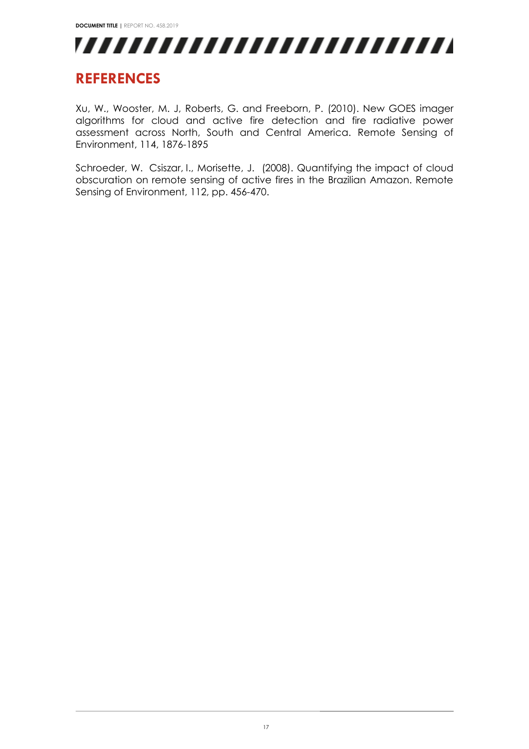# REFERENCES

Xu, W., Wooster, M. J, Roberts, G. and Freeborn, P. (2010). New GOES imager algorithms for cloud and active fire detection and fire radiative power assessment across North, South and Central America. Remote Sensing of Environment, 114, 1876-1895

Schroeder, W. Csiszar, I., Morisette, J. (2008). Quantifying the impact of cloud obscuration on remote sensing of active fires in the Brazilian Amazon. Remote Sensing of Environment, 112, pp. 456-470.